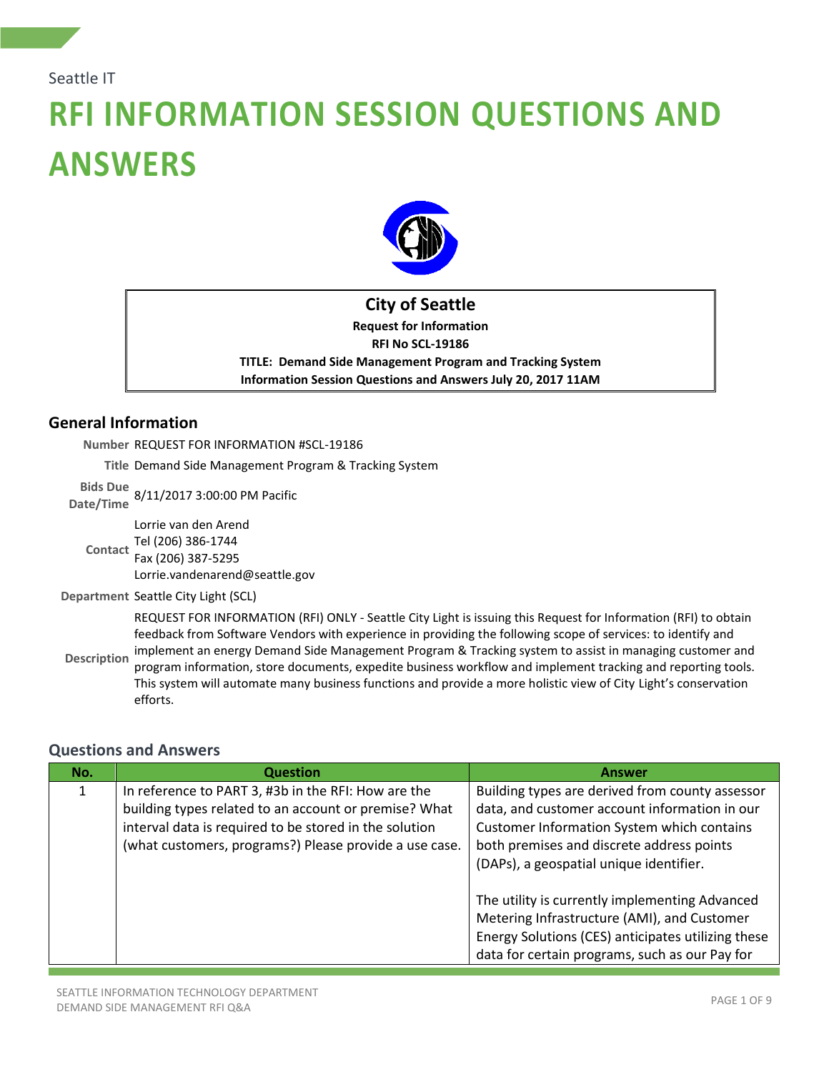Seattle IT

# RFI INFORMATION SESSION QUESTIONS AND ANSWERS

**City of Seattle**

**Request for Information**

**RFI No SCL-19186**

**TITLE: Demand Side Management Program and Tracking System**

**Information Session Questions and Answers July 20, 2017 11AM**

## General Information

| | |
|---|---|
| **Number** | REQUEST FOR INFORMATION #SCL-19186 |
| **Title** | Demand Side Management Program & Tracking System |
| **Bids Due Date/Time** | 8/11/2017 3:00:00 PM Pacific |
| **Contact** | Lorrie van den Arend<br>Tel (206) 386-1744<br>Fax (206) 387-5295<br>Lorrie.vandenarend@seattle.gov |
| **Department** | Seattle City Light (SCL) |
| **Description** | REQUEST FOR INFORMATION (RFI) ONLY - Seattle City Light is issuing this Request for Information (RFI) to obtain feedback from Software Vendors with experience in providing the following scope of services: to identify and implement an energy Demand Side Management Program & Tracking system to assist in managing customer and program information, store documents, expedite business workflow and implement tracking and reporting tools. This system will automate many business functions and provide a more holistic view of City Light's conservation efforts. |

## Questions and Answers

| No. | Question | Answer |
|---|---|---|
| 1 | In reference to PART 3, #3b in the RFI: How are the building types related to an account or premise? What interval data is required to be stored in the solution (what customers, programs?) Please provide a use case. | Building types are derived from county assessor data, and customer account information in our Customer Information System which contains both premises and discrete address points (DAPs), a geospatial unique identifier.<br><br>The utility is currently implementing Advanced Metering Infrastructure (AMI), and Customer Energy Solutions (CES) anticipates utilizing these data for certain programs, such as our Pay for |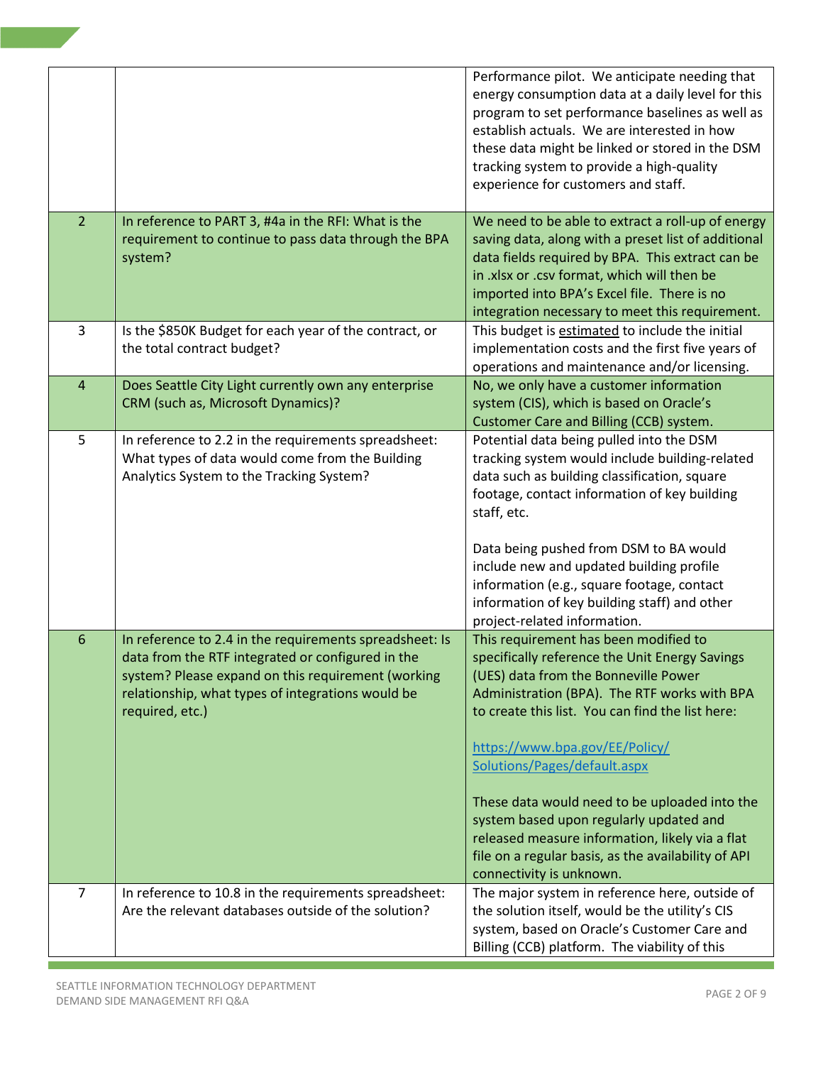| | | |
|---|---|---|
| | | Performance pilot. We anticipate needing that energy consumption data at a daily level for this program to set performance baselines as well as establish actuals. We are interested in how these data might be linked or stored in the DSM tracking system to provide a high-quality experience for customers and staff. |
| 2 | In reference to PART 3, #4a in the RFI: What is the requirement to continue to pass data through the BPA system? | We need to be able to extract a roll-up of energy saving data, along with a preset list of additional data fields required by BPA. This extract can be in .xlsx or .csv format, which will then be imported into BPA's Excel file. There is no integration necessary to meet this requirement. |
| 3 | Is the $850K Budget for each year of the contract, or the total contract budget? | This budget is estimated to include the initial implementation costs and the first five years of operations and maintenance and/or licensing. |
| 4 | Does Seattle City Light currently own any enterprise CRM (such as, Microsoft Dynamics)? | No, we only have a customer information system (CIS), which is based on Oracle's Customer Care and Billing (CCB) system. |
| 5 | In reference to 2.2 in the requirements spreadsheet: What types of data would come from the Building Analytics System to the Tracking System? | Potential data being pulled into the DSM tracking system would include building-related data such as building classification, square footage, contact information of key building staff, etc.<br><br>Data being pushed from DSM to BA would include new and updated building profile information (e.g., square footage, contact information of key building staff) and other project-related information. |
| 6 | In reference to 2.4 in the requirements spreadsheet: Is data from the RTF integrated or configured in the system? Please expand on this requirement (working relationship, what types of integrations would be required, etc.) | This requirement has been modified to specifically reference the Unit Energy Savings (UES) data from the Bonneville Power Administration (BPA). The RTF works with BPA to create this list. You can find the list here:<br><br>https://www.bpa.gov/EE/Policy/Solutions/Pages/default.aspx<br><br>These data would need to be uploaded into the system based upon regularly updated and released measure information, likely via a flat file on a regular basis, as the availability of API connectivity is unknown. |
| 7 | In reference to 10.8 in the requirements spreadsheet: Are the relevant databases outside of the solution? | The major system in reference here, outside of the solution itself, would be the utility's CIS system, based on Oracle's Customer Care and Billing (CCB) platform. The viability of this |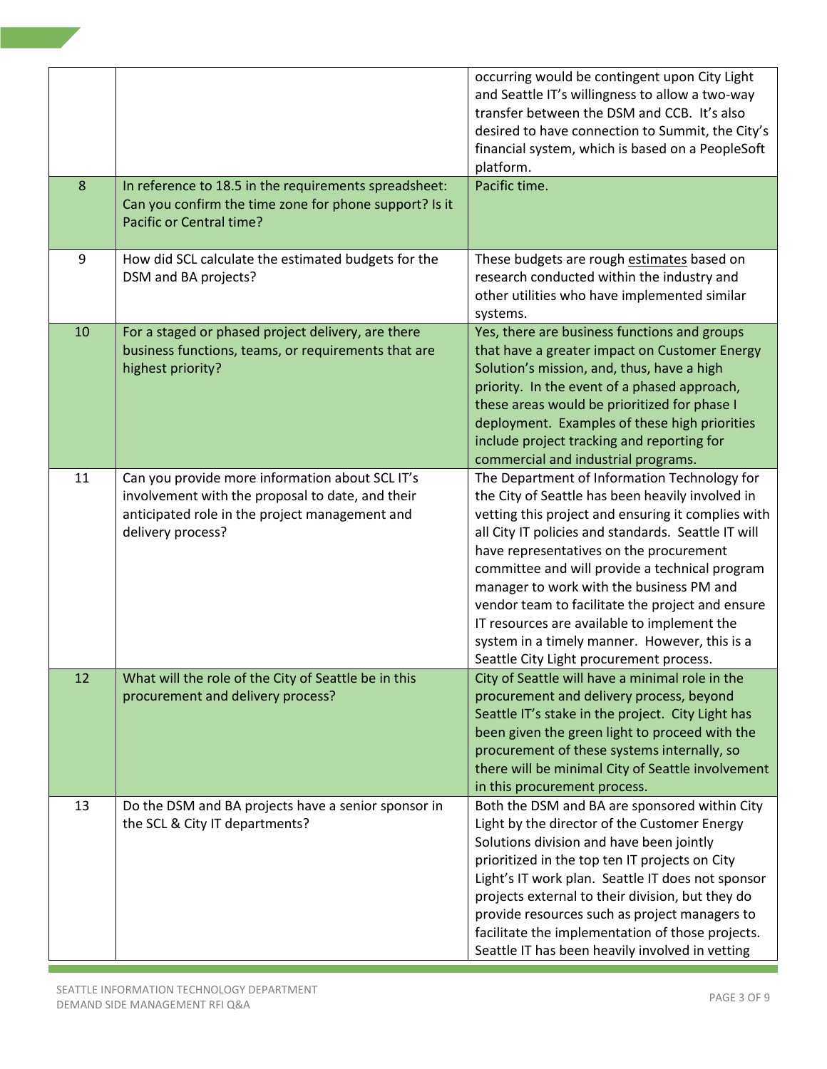| | | |
|---|---|---|
| | | occurring would be contingent upon City Light and Seattle IT's willingness to allow a two-way transfer between the DSM and CCB. It's also desired to have connection to Summit, the City's financial system, which is based on a PeopleSoft platform. |
| 8 | In reference to 18.5 in the requirements spreadsheet: Can you confirm the time zone for phone support? Is it Pacific or Central time? | Pacific time. |
| 9 | How did SCL calculate the estimated budgets for the DSM and BA projects? | These budgets are rough <u>estimates</u> based on research conducted within the industry and other utilities who have implemented similar systems. |
| 10 | For a staged or phased project delivery, are there business functions, teams, or requirements that are highest priority? | Yes, there are business functions and groups that have a greater impact on Customer Energy Solution's mission, and, thus, have a high priority. In the event of a phased approach, these areas would be prioritized for phase I deployment. Examples of these high priorities include project tracking and reporting for commercial and industrial programs. |
| 11 | Can you provide more information about SCL IT's involvement with the proposal to date, and their anticipated role in the project management and delivery process? | The Department of Information Technology for the City of Seattle has been heavily involved in vetting this project and ensuring it complies with all City IT policies and standards. Seattle IT will have representatives on the procurement committee and will provide a technical program manager to work with the business PM and vendor team to facilitate the project and ensure IT resources are available to implement the system in a timely manner. However, this is a Seattle City Light procurement process. |
| 12 | What will the role of the City of Seattle be in this procurement and delivery process? | City of Seattle will have a minimal role in the procurement and delivery process, beyond Seattle IT's stake in the project. City Light has been given the green light to proceed with the procurement of these systems internally, so there will be minimal City of Seattle involvement in this procurement process. |
| 13 | Do the DSM and BA projects have a senior sponsor in the SCL & City IT departments? | Both the DSM and BA are sponsored within City Light by the director of the Customer Energy Solutions division and have been jointly prioritized in the top ten IT projects on City Light's IT work plan. Seattle IT does not sponsor projects external to their division, but they do provide resources such as project managers to facilitate the implementation of those projects. Seattle IT has been heavily involved in vetting |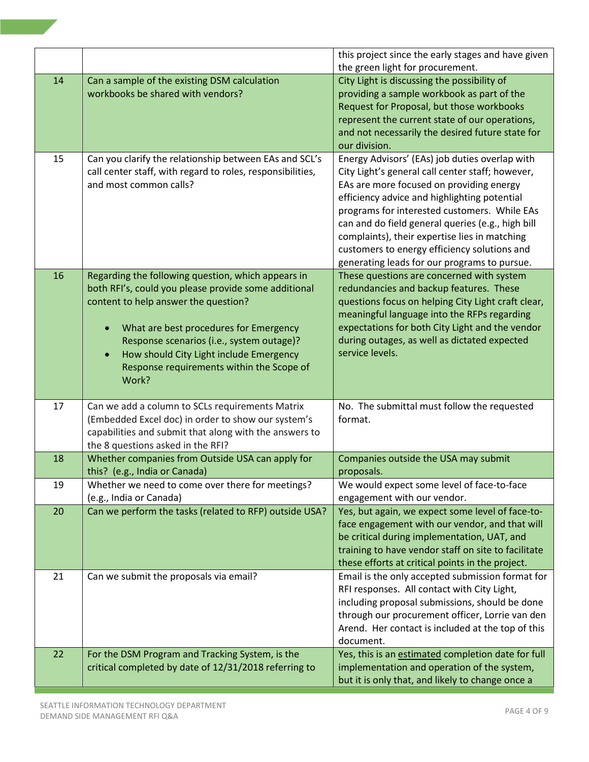| | | |
|---|---|---|
| | | this project since the early stages and have given the green light for procurement. |
| 14 | Can a sample of the existing DSM calculation workbooks be shared with vendors? | City Light is discussing the possibility of providing a sample workbook as part of the Request for Proposal, but those workbooks represent the current state of our operations, and not necessarily the desired future state for our division. |
| 15 | Can you clarify the relationship between EAs and SCL's call center staff, with regard to roles, responsibilities, and most common calls? | Energy Advisors' (EAs) job duties overlap with City Light's general call center staff; however, EAs are more focused on providing energy efficiency advice and highlighting potential programs for interested customers. While EAs can and do field general queries (e.g., high bill complaints), their expertise lies in matching customers to energy efficiency solutions and generating leads for our programs to pursue. |
| 16 | Regarding the following question, which appears in both RFI's, could you please provide some additional content to help answer the question?<br><br>• What are best procedures for Emergency Response scenarios (i.e., system outage)?<br>• How should City Light include Emergency Response requirements within the Scope of Work? | These questions are concerned with system redundancies and backup features. These questions focus on helping City Light craft clear, meaningful language into the RFPs regarding expectations for both City Light and the vendor during outages, as well as dictated expected service levels. |
| 17 | Can we add a column to SCLs requirements Matrix (Embedded Excel doc) in order to show our system's capabilities and submit that along with the answers to the 8 questions asked in the RFI? | No. The submittal must follow the requested format. |
| 18 | Whether companies from Outside USA can apply for this? (e.g., India or Canada) | Companies outside the USA may submit proposals. |
| 19 | Whether we need to come over there for meetings? (e.g., India or Canada) | We would expect some level of face-to-face engagement with our vendor. |
| 20 | Can we perform the tasks (related to RFP) outside USA? | Yes, but again, we expect some level of face-to-face engagement with our vendor, and that will be critical during implementation, UAT, and training to have vendor staff on site to facilitate these efforts at critical points in the project. |
| 21 | Can we submit the proposals via email? | Email is the only accepted submission format for RFI responses. All contact with City Light, including proposal submissions, should be done through our procurement officer, Lorrie van den Arend. Her contact is included at the top of this document. |
| 22 | For the DSM Program and Tracking System, is the critical completed by date of 12/31/2018 referring to | Yes, this is an estimated completion date for full implementation and operation of the system, but it is only that, and likely to change once a |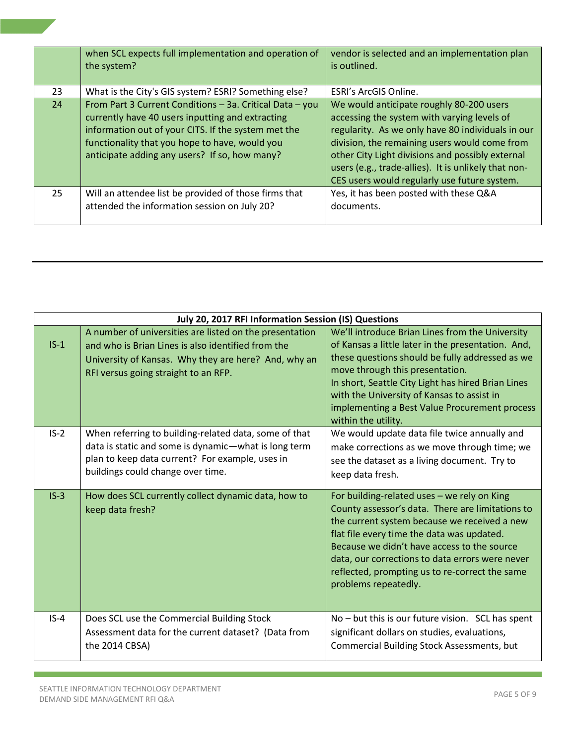| | | |
|---|---|---|
| | when SCL expects full implementation and operation of the system? | vendor is selected and an implementation plan is outlined. |
| 23 | What is the City's GIS system? ESRI? Something else? | ESRI's ArcGIS Online. |
| 24 | From Part 3 Current Conditions – 3a. Critical Data – you currently have 40 users inputting and extracting information out of your CITS. If the system met the functionality that you hope to have, would you anticipate adding any users? If so, how many? | We would anticipate roughly 80-200 users accessing the system with varying levels of regularity. As we only have 80 individuals in our division, the remaining users would come from other City Light divisions and possibly external users (e.g., trade-allies). It is unlikely that non-CES users would regularly use future system. |
| 25 | Will an attendee list be provided of those firms that attended the information session on July 20? | Yes, it has been posted with these Q&A documents. |

---

| **July 20, 2017 RFI Information Session (IS) Questions** | | |
|---|---|---|
| IS-1 | A number of universities are listed on the presentation and who is Brian Lines is also identified from the University of Kansas. Why they are here? And, why an RFI versus going straight to an RFP. | We'll introduce Brian Lines from the University of Kansas a little later in the presentation. And, these questions should be fully addressed as we move through this presentation.<br>In short, Seattle City Light has hired Brian Lines with the University of Kansas to assist in implementing a Best Value Procurement process within the utility. |
| IS-2 | When referring to building-related data, some of that data is static and some is dynamic—what is long term plan to keep data current? For example, uses in buildings could change over time. | We would update data file twice annually and make corrections as we move through time; we see the dataset as a living document. Try to keep data fresh. |
| IS-3 | How does SCL currently collect dynamic data, how to keep data fresh? | For building-related uses – we rely on King County assessor's data. There are limitations to the current system because we received a new flat file every time the data was updated. Because we didn't have access to the source data, our corrections to data errors were never reflected, prompting us to re-correct the same problems repeatedly. |
| IS-4 | Does SCL use the Commercial Building Stock Assessment data for the current dataset? (Data from the 2014 CBSA) | No – but this is our future vision. SCL has spent significant dollars on studies, evaluations, Commercial Building Stock Assessments, but |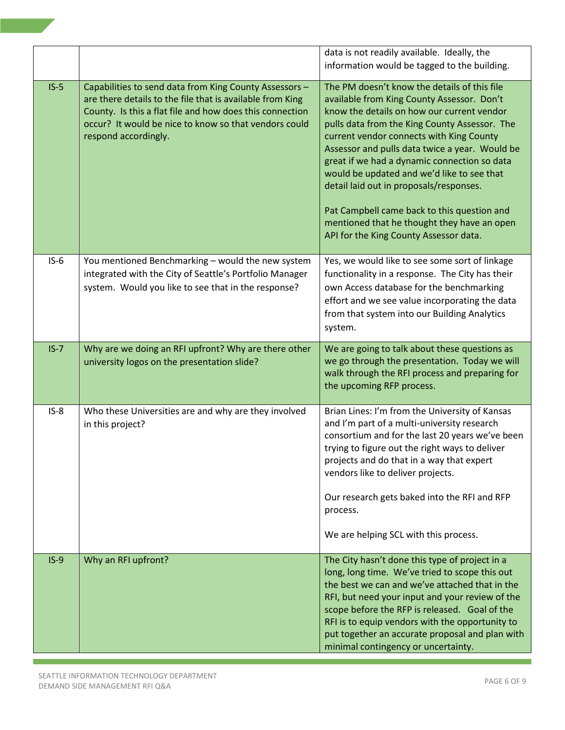| | | |
|---|---|---|
| | | data is not readily available. Ideally, the information would be tagged to the building. |
| IS-5 | Capabilities to send data from King County Assessors – are there details to the file that is available from King County. Is this a flat file and how does this connection occur? It would be nice to know so that vendors could respond accordingly. | The PM doesn't know the details of this file available from King County Assessor. Don't know the details on how our current vendor pulls data from the King County Assessor. The current vendor connects with King County Assessor and pulls data twice a year. Would be great if we had a dynamic connection so data would be updated and we'd like to see that detail laid out in proposals/responses.<br><br>Pat Campbell came back to this question and mentioned that he thought they have an open API for the King County Assessor data. |
| IS-6 | You mentioned Benchmarking – would the new system integrated with the City of Seattle's Portfolio Manager system. Would you like to see that in the response? | Yes, we would like to see some sort of linkage functionality in a response. The City has their own Access database for the benchmarking effort and we see value incorporating the data from that system into our Building Analytics system. |
| IS-7 | Why are we doing an RFI upfront? Why are there other university logos on the presentation slide? | We are going to talk about these questions as we go through the presentation. Today we will walk through the RFI process and preparing for the upcoming RFP process. |
| IS-8 | Who these Universities are and why are they involved in this project? | Brian Lines: I'm from the University of Kansas and I'm part of a multi-university research consortium and for the last 20 years we've been trying to figure out the right ways to deliver projects and do that in a way that expert vendors like to deliver projects.<br><br>Our research gets baked into the RFI and RFP process.<br><br>We are helping SCL with this process. |
| IS-9 | Why an RFI upfront? | The City hasn't done this type of project in a long, long time. We've tried to scope this out the best we can and we've attached that in the RFI, but need your input and your review of the scope before the RFP is released. Goal of the RFI is to equip vendors with the opportunity to put together an accurate proposal and plan with minimal contingency or uncertainty. |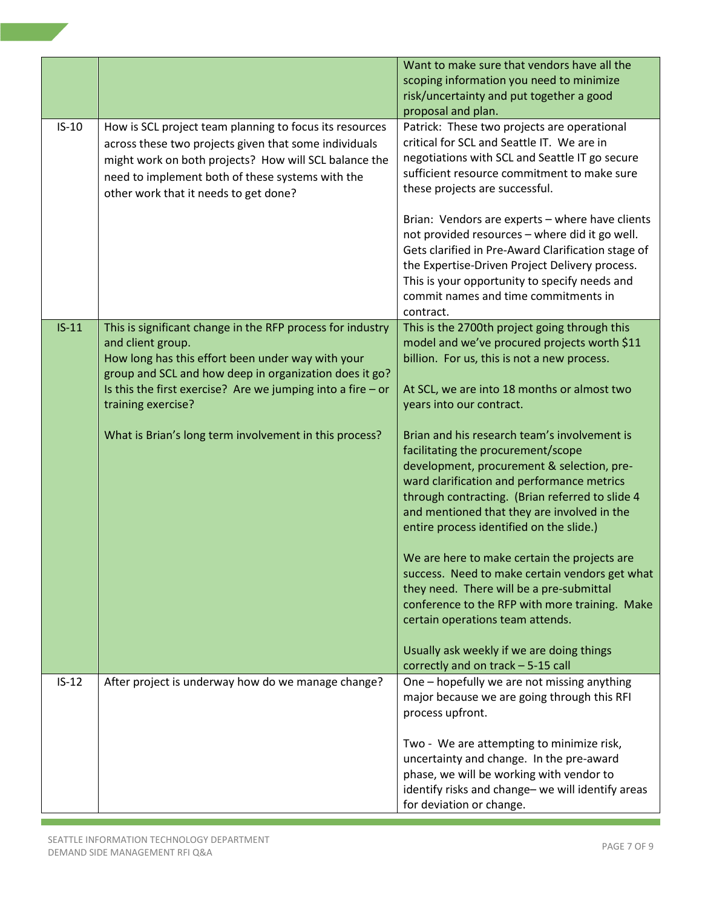| | | |
|---|---|---|
| | | Want to make sure that vendors have all the scoping information you need to minimize risk/uncertainty and put together a good proposal and plan. |
| IS-10 | How is SCL project team planning to focus its resources across these two projects given that some individuals might work on both projects? How will SCL balance the need to implement both of these systems with the other work that it needs to get done? | Patrick: These two projects are operational critical for SCL and Seattle IT. We are in negotiations with SCL and Seattle IT go secure sufficient resource commitment to make sure these projects are successful.<br><br>Brian: Vendors are experts – where have clients not provided resources – where did it go well. Gets clarified in Pre-Award Clarification stage of the Expertise-Driven Project Delivery process. This is your opportunity to specify needs and commit names and time commitments in contract. |
| IS-11 | This is significant change in the RFP process for industry and client group.<br>How long has this effort been under way with your group and SCL and how deep in organization does it go? Is this the first exercise? Are we jumping into a fire – or training exercise?<br><br>What is Brian's long term involvement in this process? | This is the 2700th project going through this model and we've procured projects worth $11 billion. For us, this is not a new process.<br><br>At SCL, we are into 18 months or almost two years into our contract.<br><br>Brian and his research team's involvement is facilitating the procurement/scope development, procurement & selection, pre-ward clarification and performance metrics through contracting. (Brian referred to slide 4 and mentioned that they are involved in the entire process identified on the slide.)<br><br>We are here to make certain the projects are success. Need to make certain vendors get what they need. There will be a pre-submittal conference to the RFP with more training. Make certain operations team attends.<br><br>Usually ask weekly if we are doing things correctly and on track – 5-15 call |
| IS-12 | After project is underway how do we manage change? | One – hopefully we are not missing anything major because we are going through this RFI process upfront.<br><br>Two - We are attempting to minimize risk, uncertainty and change. In the pre-award phase, we will be working with vendor to identify risks and change– we will identify areas for deviation or change. |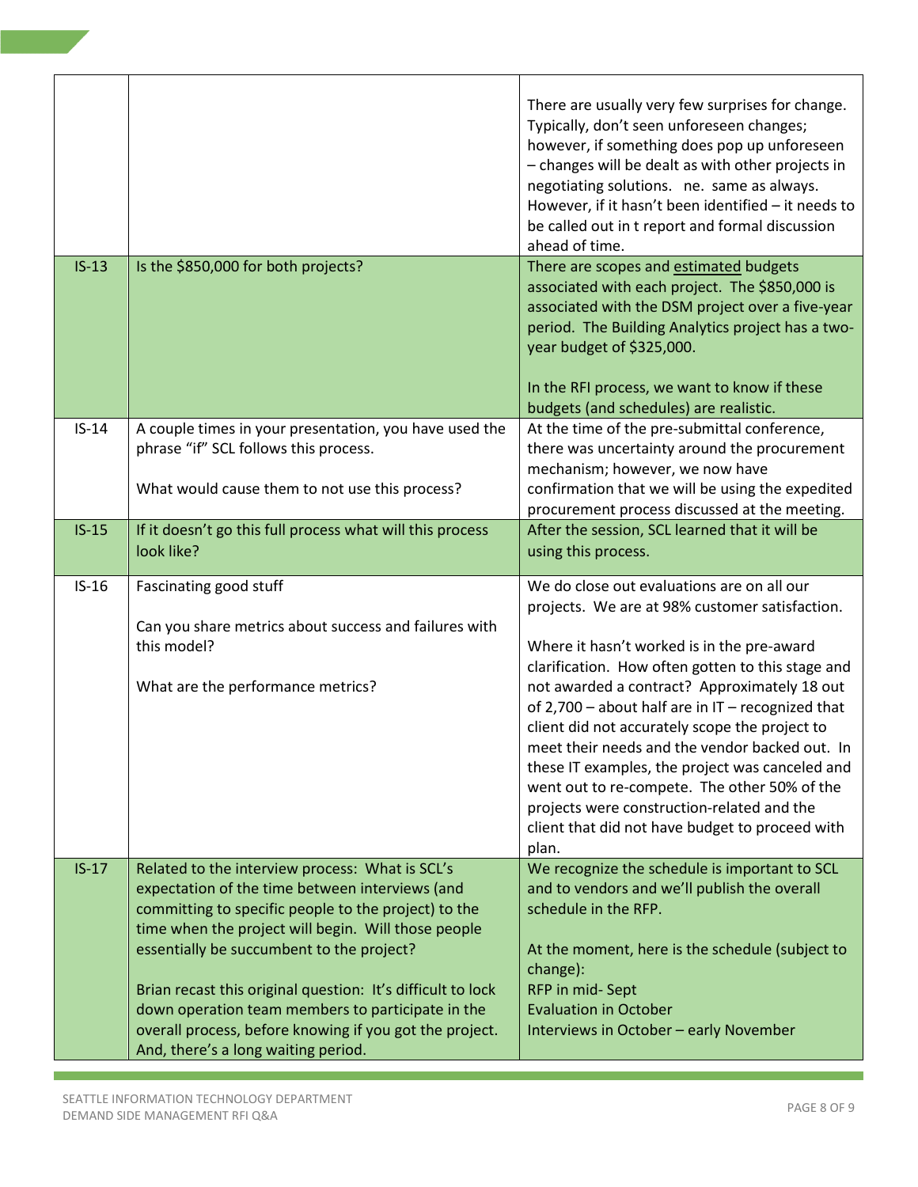| | | |
|---|---|---|
| | | There are usually very few surprises for change. Typically, don't seen unforeseen changes; however, if something does pop up unforeseen – changes will be dealt as with other projects in negotiating solutions.   ne. same as always. However, if it hasn't been identified – it needs to be called out in t report and formal discussion ahead of time. |
| IS-13 | Is the $850,000 for both projects? | There are scopes and <u>estimated</u> budgets associated with each project. The $850,000 is associated with the DSM project over a five-year period. The Building Analytics project has a two-year budget of $325,000.<br><br>In the RFI process, we want to know if these budgets (and schedules) are realistic. |
| IS-14 | A couple times in your presentation, you have used the phrase "if" SCL follows this process.<br><br>What would cause them to not use this process? | At the time of the pre-submittal conference, there was uncertainty around the procurement mechanism; however, we now have confirmation that we will be using the expedited procurement process discussed at the meeting. |
| IS-15 | If it doesn't go this full process what will this process look like? | After the session, SCL learned that it will be using this process. |
| IS-16 | Fascinating good stuff<br><br>Can you share metrics about success and failures with this model?<br><br>What are the performance metrics? | We do close out evaluations are on all our projects. We are at 98% customer satisfaction.<br><br>Where it hasn't worked is in the pre-award clarification. How often gotten to this stage and not awarded a contract? Approximately 18 out of 2,700 – about half are in IT – recognized that client did not accurately scope the project to meet their needs and the vendor backed out. In these IT examples, the project was canceled and went out to re-compete. The other 50% of the projects were construction-related and the client that did not have budget to proceed with plan. |
| IS-17 | Related to the interview process: What is SCL's expectation of the time between interviews (and committing to specific people to the project) to the time when the project will begin. Will those people essentially be succumbent to the project?<br><br>Brian recast this original question: It's difficult to lock down operation team members to participate in the overall process, before knowing if you got the project. And, there's a long waiting period. | We recognize the schedule is important to SCL and to vendors and we'll publish the overall schedule in the RFP.<br><br>At the moment, here is the schedule (subject to change):<br>RFP in mid- Sept<br>Evaluation in October<br>Interviews in October – early November |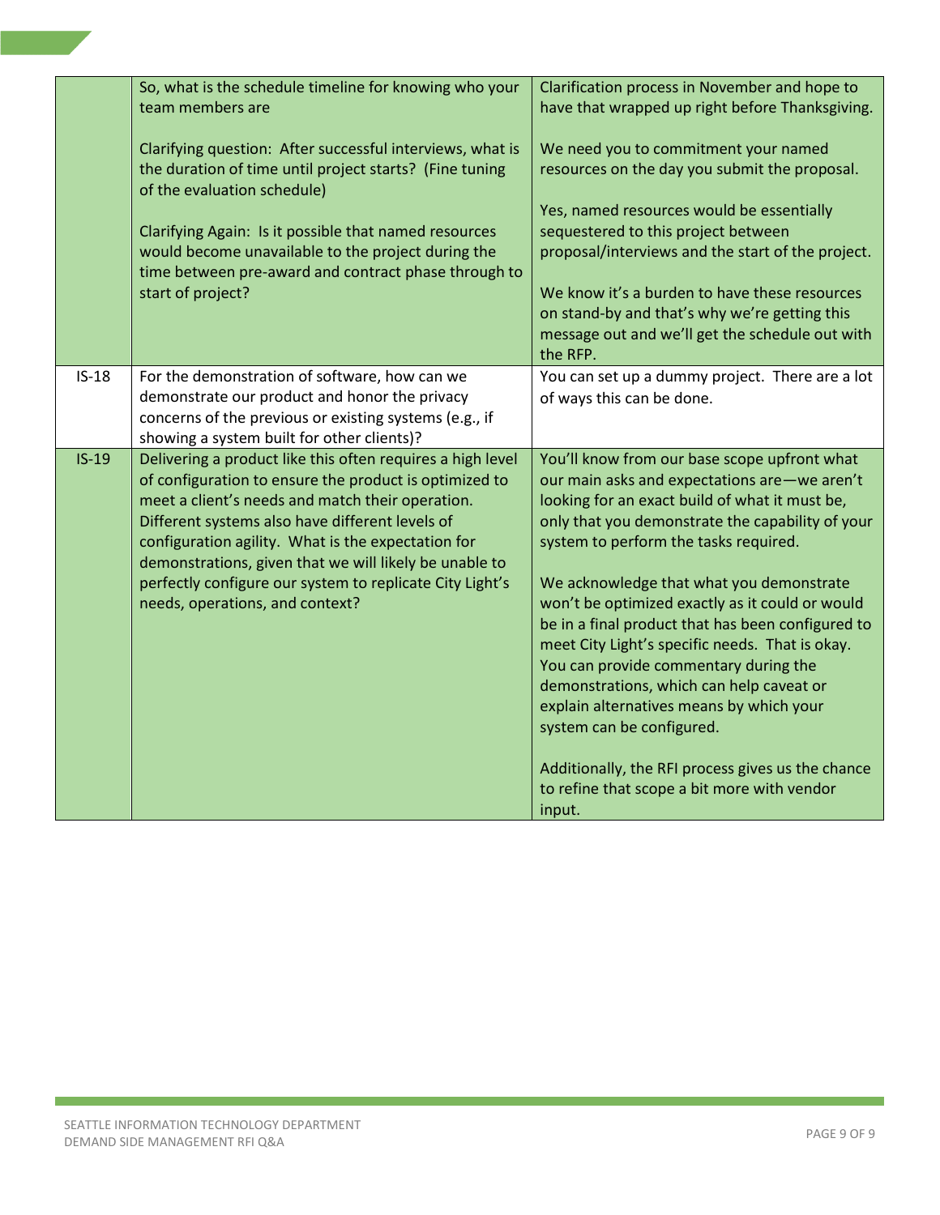| | | |
|---|---|---|
| | So, what is the schedule timeline for knowing who your team members are<br><br>Clarifying question: After successful interviews, what is the duration of time until project starts? (Fine tuning of the evaluation schedule)<br><br>Clarifying Again: Is it possible that named resources would become unavailable to the project during the time between pre-award and contract phase through to start of project? | Clarification process in November and hope to have that wrapped up right before Thanksgiving.<br><br>We need you to commitment your named resources on the day you submit the proposal.<br><br>Yes, named resources would be essentially sequestered to this project between proposal/interviews and the start of the project.<br><br>We know it's a burden to have these resources on stand-by and that's why we're getting this message out and we'll get the schedule out with the RFP. |
| IS-18 | For the demonstration of software, how can we demonstrate our product and honor the privacy concerns of the previous or existing systems (e.g., if showing a system built for other clients)? | You can set up a dummy project. There are a lot of ways this can be done. |
| IS-19 | Delivering a product like this often requires a high level of configuration to ensure the product is optimized to meet a client's needs and match their operation. Different systems also have different levels of configuration agility. What is the expectation for demonstrations, given that we will likely be unable to perfectly configure our system to replicate City Light's needs, operations, and context? | You'll know from our base scope upfront what our main asks and expectations are—we aren't looking for an exact build of what it must be, only that you demonstrate the capability of your system to perform the tasks required.<br><br>We acknowledge that what you demonstrate won't be optimized exactly as it could or would be in a final product that has been configured to meet City Light's specific needs. That is okay. You can provide commentary during the demonstrations, which can help caveat or explain alternatives means by which your system can be configured.<br><br>Additionally, the RFI process gives us the chance to refine that scope a bit more with vendor input. |